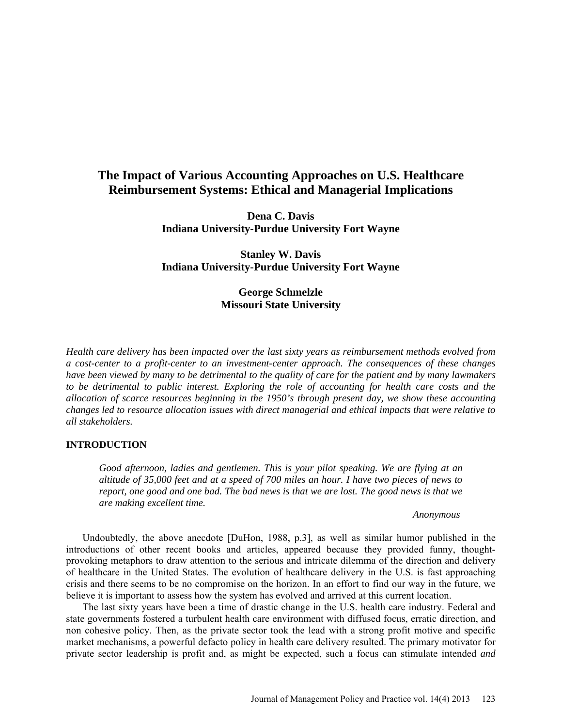# The Impact of Various Accounting Approaches on U.S. Healthcare Reimbursement Systems: Ethical and Managerial Implications

**Dena C. Davis**
**Indiana University-Purdue University Fort Wayne**

**Stanley W. Davis**
**Indiana University-Purdue University Fort Wayne**

**George Schmelzle**
**Missouri State University**

*Health care delivery has been impacted over the last sixty years as reimbursement methods evolved from a cost-center to a profit-center to an investment-center approach. The consequences of these changes have been viewed by many to be detrimental to the quality of care for the patient and by many lawmakers to be detrimental to public interest. Exploring the role of accounting for health care costs and the allocation of scarce resources beginning in the 1950's through present day, we show these accounting changes led to resource allocation issues with direct managerial and ethical impacts that were relative to all stakeholders.*

## INTRODUCTION

> *Good afternoon, ladies and gentlemen. This is your pilot speaking. We are flying at an altitude of 35,000 feet and at a speed of 700 miles an hour. I have two pieces of news to report, one good and one bad. The bad news is that we are lost. The good news is that we are making excellent time.*
>
> *Anonymous*

Undoubtedly, the above anecdote [DuHon, 1988, p.3], as well as similar humor published in the introductions of other recent books and articles, appeared because they provided funny, thought-provoking metaphors to draw attention to the serious and intricate dilemma of the direction and delivery of healthcare in the United States. The evolution of healthcare delivery in the U.S. is fast approaching crisis and there seems to be no compromise on the horizon. In an effort to find our way in the future, we believe it is important to assess how the system has evolved and arrived at this current location.

The last sixty years have been a time of drastic change in the U.S. health care industry. Federal and state governments fostered a turbulent health care environment with diffused focus, erratic direction, and non cohesive policy. Then, as the private sector took the lead with a strong profit motive and specific market mechanisms, a powerful defacto policy in health care delivery resulted. The primary motivator for private sector leadership is profit and, as might be expected, such a focus can stimulate intended *and*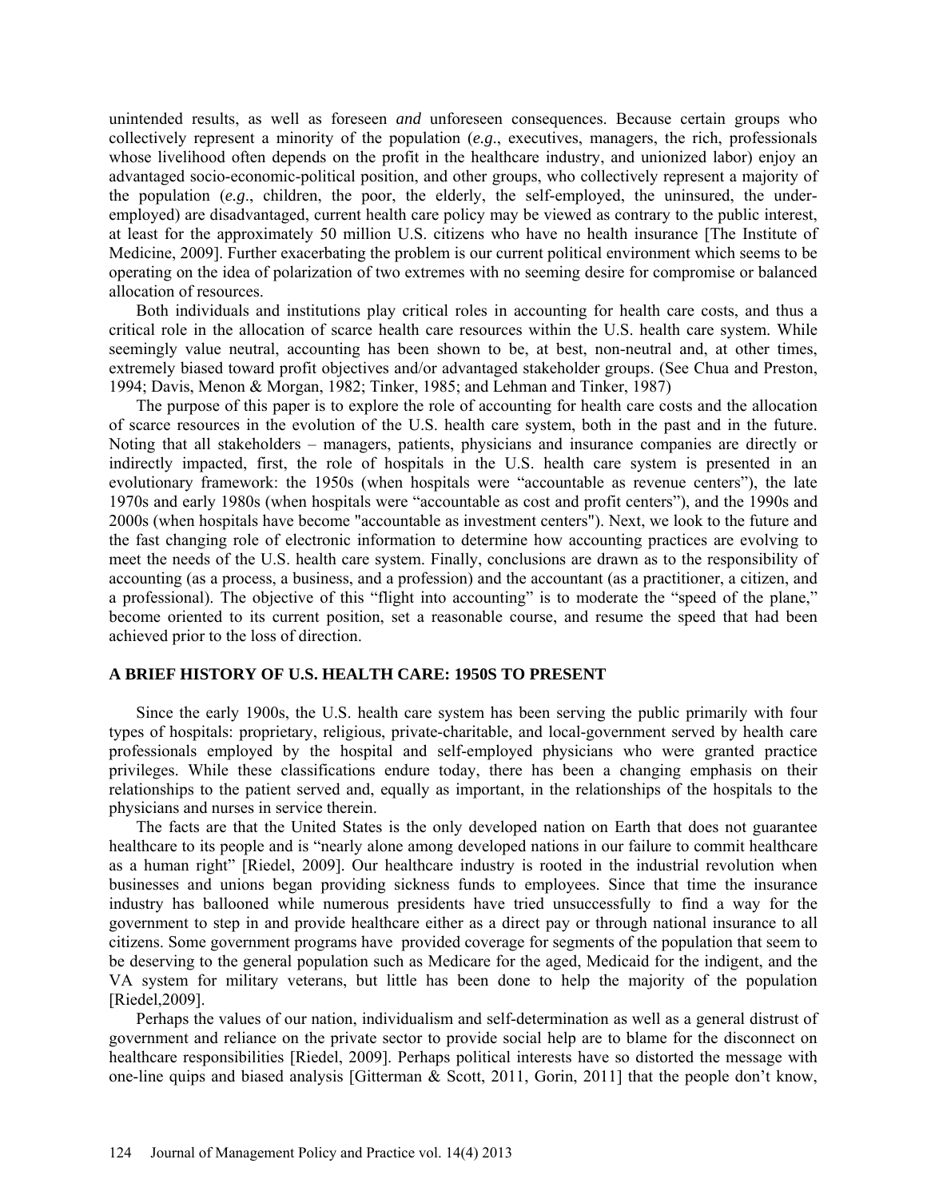unintended results, as well as foreseen *and* unforeseen consequences. Because certain groups who collectively represent a minority of the population (*e.g*., executives, managers, the rich, professionals whose livelihood often depends on the profit in the healthcare industry, and unionized labor) enjoy an advantaged socio-economic-political position, and other groups, who collectively represent a majority of the population (*e.g*., children, the poor, the elderly, the self-employed, the uninsured, the under-employed) are disadvantaged, current health care policy may be viewed as contrary to the public interest, at least for the approximately 50 million U.S. citizens who have no health insurance [The Institute of Medicine, 2009]. Further exacerbating the problem is our current political environment which seems to be operating on the idea of polarization of two extremes with no seeming desire for compromise or balanced allocation of resources.

Both individuals and institutions play critical roles in accounting for health care costs, and thus a critical role in the allocation of scarce health care resources within the U.S. health care system. While seemingly value neutral, accounting has been shown to be, at best, non-neutral and, at other times, extremely biased toward profit objectives and/or advantaged stakeholder groups. (See Chua and Preston, 1994; Davis, Menon & Morgan, 1982; Tinker, 1985; and Lehman and Tinker, 1987)

The purpose of this paper is to explore the role of accounting for health care costs and the allocation of scarce resources in the evolution of the U.S. health care system, both in the past and in the future. Noting that all stakeholders – managers, patients, physicians and insurance companies are directly or indirectly impacted, first, the role of hospitals in the U.S. health care system is presented in an evolutionary framework: the 1950s (when hospitals were "accountable as revenue centers"), the late 1970s and early 1980s (when hospitals were "accountable as cost and profit centers"), and the 1990s and 2000s (when hospitals have become "accountable as investment centers"). Next, we look to the future and the fast changing role of electronic information to determine how accounting practices are evolving to meet the needs of the U.S. health care system. Finally, conclusions are drawn as to the responsibility of accounting (as a process, a business, and a profession) and the accountant (as a practitioner, a citizen, and a professional). The objective of this "flight into accounting" is to moderate the "speed of the plane," become oriented to its current position, set a reasonable course, and resume the speed that had been achieved prior to the loss of direction.

## A BRIEF HISTORY OF U.S. HEALTH CARE: 1950S TO PRESENT

Since the early 1900s, the U.S. health care system has been serving the public primarily with four types of hospitals: proprietary, religious, private-charitable, and local-government served by health care professionals employed by the hospital and self-employed physicians who were granted practice privileges. While these classifications endure today, there has been a changing emphasis on their relationships to the patient served and, equally as important, in the relationships of the hospitals to the physicians and nurses in service therein.

The facts are that the United States is the only developed nation on Earth that does not guarantee healthcare to its people and is "nearly alone among developed nations in our failure to commit healthcare as a human right" [Riedel, 2009]. Our healthcare industry is rooted in the industrial revolution when businesses and unions began providing sickness funds to employees. Since that time the insurance industry has ballooned while numerous presidents have tried unsuccessfully to find a way for the government to step in and provide healthcare either as a direct pay or through national insurance to all citizens. Some government programs have provided coverage for segments of the population that seem to be deserving to the general population such as Medicare for the aged, Medicaid for the indigent, and the VA system for military veterans, but little has been done to help the majority of the population [Riedel,2009].

Perhaps the values of our nation, individualism and self-determination as well as a general distrust of government and reliance on the private sector to provide social help are to blame for the disconnect on healthcare responsibilities [Riedel, 2009]. Perhaps political interests have so distorted the message with one-line quips and biased analysis [Gitterman & Scott, 2011, Gorin, 2011] that the people don't know,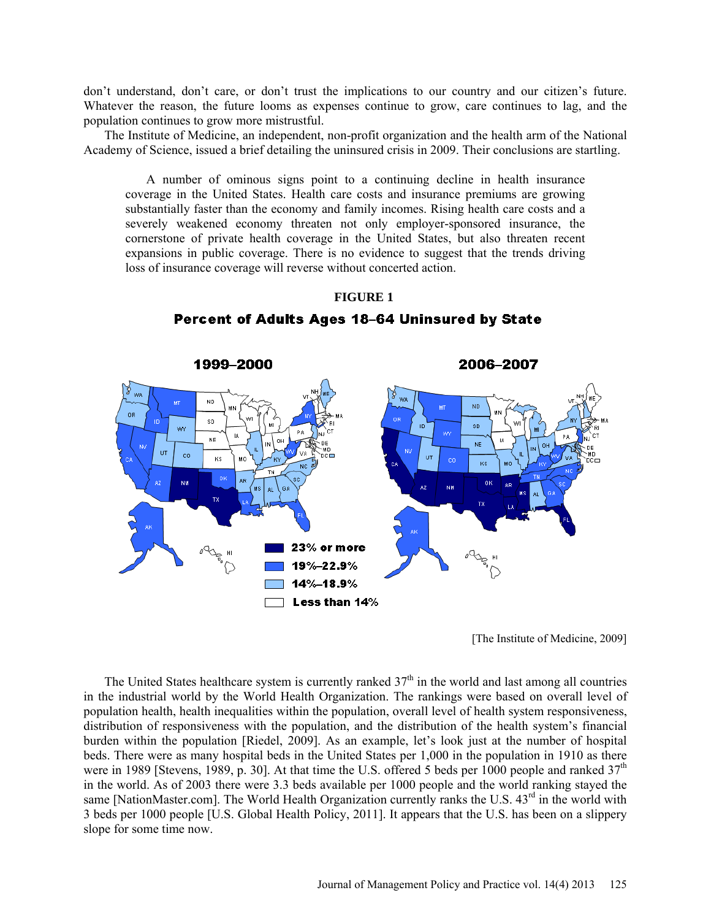don't understand, don't care, or don't trust the implications to our country and our citizen's future. Whatever the reason, the future looms as expenses continue to grow, care continues to lag, and the population continues to grow more mistrustful.

The Institute of Medicine, an independent, non-profit organization and the health arm of the National Academy of Science, issued a brief detailing the uninsured crisis in 2009. Their conclusions are startling.

> A number of ominous signs point to a continuing decline in health insurance coverage in the United States. Health care costs and insurance premiums are growing substantially faster than the economy and family incomes. Rising health care costs and a severely weakened economy threaten not only employer-sponsored insurance, the cornerstone of private health coverage in the United States, but also threaten recent expansions in public coverage. There is no evidence to suggest that the trends driving loss of insurance coverage will reverse without concerted action.

**FIGURE 1**

**Percent of Adults Ages 18–64 Uninsured by State**

[The Institute of Medicine, 2009]

The United States healthcare system is currently ranked 37th in the world and last among all countries in the industrial world by the World Health Organization. The rankings were based on overall level of population health, health inequalities within the population, overall level of health system responsiveness, distribution of responsiveness with the population, and the distribution of the health system's financial burden within the population [Riedel, 2009]. As an example, let's look just at the number of hospital beds. There were as many hospital beds in the United States per 1,000 in the population in 1910 as there were in 1989 [Stevens, 1989, p. 30]. At that time the U.S. offered 5 beds per 1000 people and ranked 37th in the world. As of 2003 there were 3.3 beds available per 1000 people and the world ranking stayed the same [NationMaster.com]. The World Health Organization currently ranks the U.S. 43rd in the world with 3 beds per 1000 people [U.S. Global Health Policy, 2011]. It appears that the U.S. has been on a slippery slope for some time now.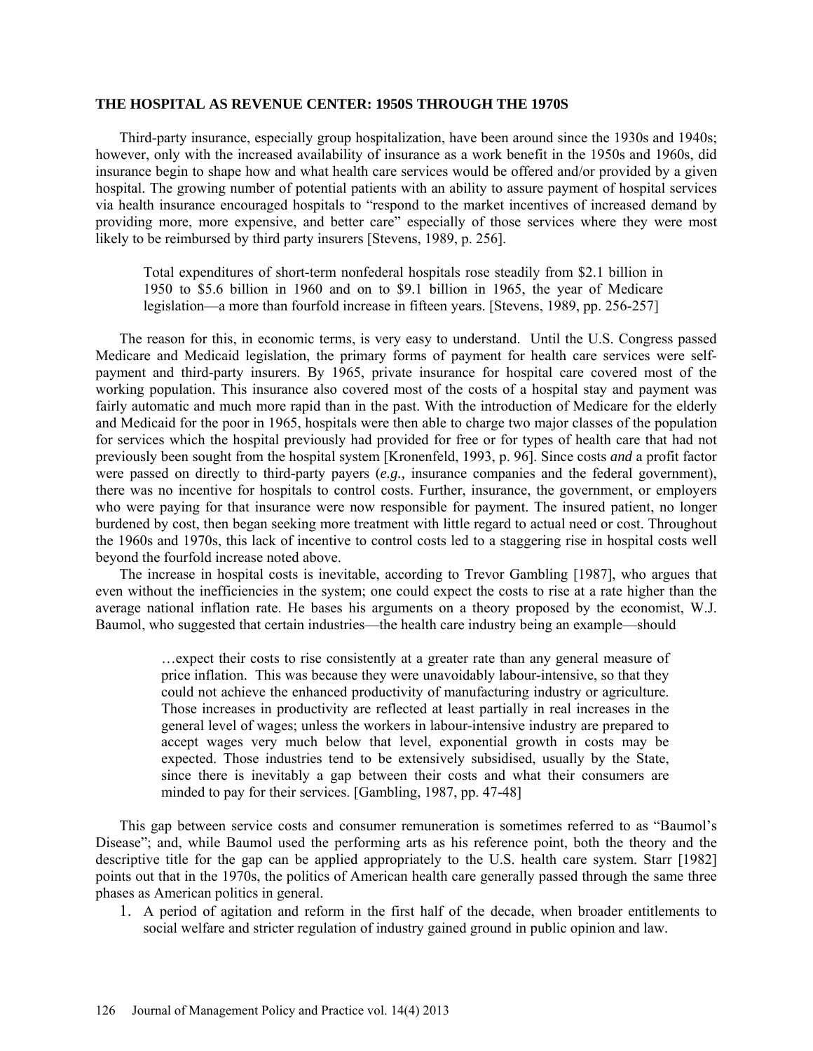## THE HOSPITAL AS REVENUE CENTER: 1950S THROUGH THE 1970S

Third-party insurance, especially group hospitalization, have been around since the 1930s and 1940s; however, only with the increased availability of insurance as a work benefit in the 1950s and 1960s, did insurance begin to shape how and what health care services would be offered and/or provided by a given hospital. The growing number of potential patients with an ability to assure payment of hospital services via health insurance encouraged hospitals to "respond to the market incentives of increased demand by providing more, more expensive, and better care" especially of those services where they were most likely to be reimbursed by third party insurers [Stevens, 1989, p. 256].

> Total expenditures of short-term nonfederal hospitals rose steadily from $2.1 billion in 1950 to $5.6 billion in 1960 and on to $9.1 billion in 1965, the year of Medicare legislation—a more than fourfold increase in fifteen years. [Stevens, 1989, pp. 256-257]

The reason for this, in economic terms, is very easy to understand. Until the U.S. Congress passed Medicare and Medicaid legislation, the primary forms of payment for health care services were self-payment and third-party insurers. By 1965, private insurance for hospital care covered most of the working population. This insurance also covered most of the costs of a hospital stay and payment was fairly automatic and much more rapid than in the past. With the introduction of Medicare for the elderly and Medicaid for the poor in 1965, hospitals were then able to charge two major classes of the population for services which the hospital previously had provided for free or for types of health care that had not previously been sought from the hospital system [Kronenfeld, 1993, p. 96]. Since costs ***and*** a profit factor were passed on directly to third-party payers (*e.g.,* insurance companies and the federal government), there was no incentive for hospitals to control costs. Further, insurance, the government, or employers who were paying for that insurance were now responsible for payment. The insured patient, no longer burdened by cost, then began seeking more treatment with little regard to actual need or cost. Throughout the 1960s and 1970s, this lack of incentive to control costs led to a staggering rise in hospital costs well beyond the fourfold increase noted above.

The increase in hospital costs is inevitable, according to Trevor Gambling [1987], who argues that even without the inefficiencies in the system; one could expect the costs to rise at a rate higher than the average national inflation rate. He bases his arguments on a theory proposed by the economist, W.J. Baumol, who suggested that certain industries—the health care industry being an example—should

> …expect their costs to rise consistently at a greater rate than any general measure of price inflation. This was because they were unavoidably labour-intensive, so that they could not achieve the enhanced productivity of manufacturing industry or agriculture. Those increases in productivity are reflected at least partially in real increases in the general level of wages; unless the workers in labour-intensive industry are prepared to accept wages very much below that level, exponential growth in costs may be expected. Those industries tend to be extensively subsidised, usually by the State, since there is inevitably a gap between their costs and what their consumers are minded to pay for their services. [Gambling, 1987, pp. 47-48]

This gap between service costs and consumer remuneration is sometimes referred to as "Baumol's Disease"; and, while Baumol used the performing arts as his reference point, both the theory and the descriptive title for the gap can be applied appropriately to the U.S. health care system. Starr [1982] points out that in the 1970s, the politics of American health care generally passed through the same three phases as American politics in general.

1. A period of agitation and reform in the first half of the decade, when broader entitlements to social welfare and stricter regulation of industry gained ground in public opinion and law.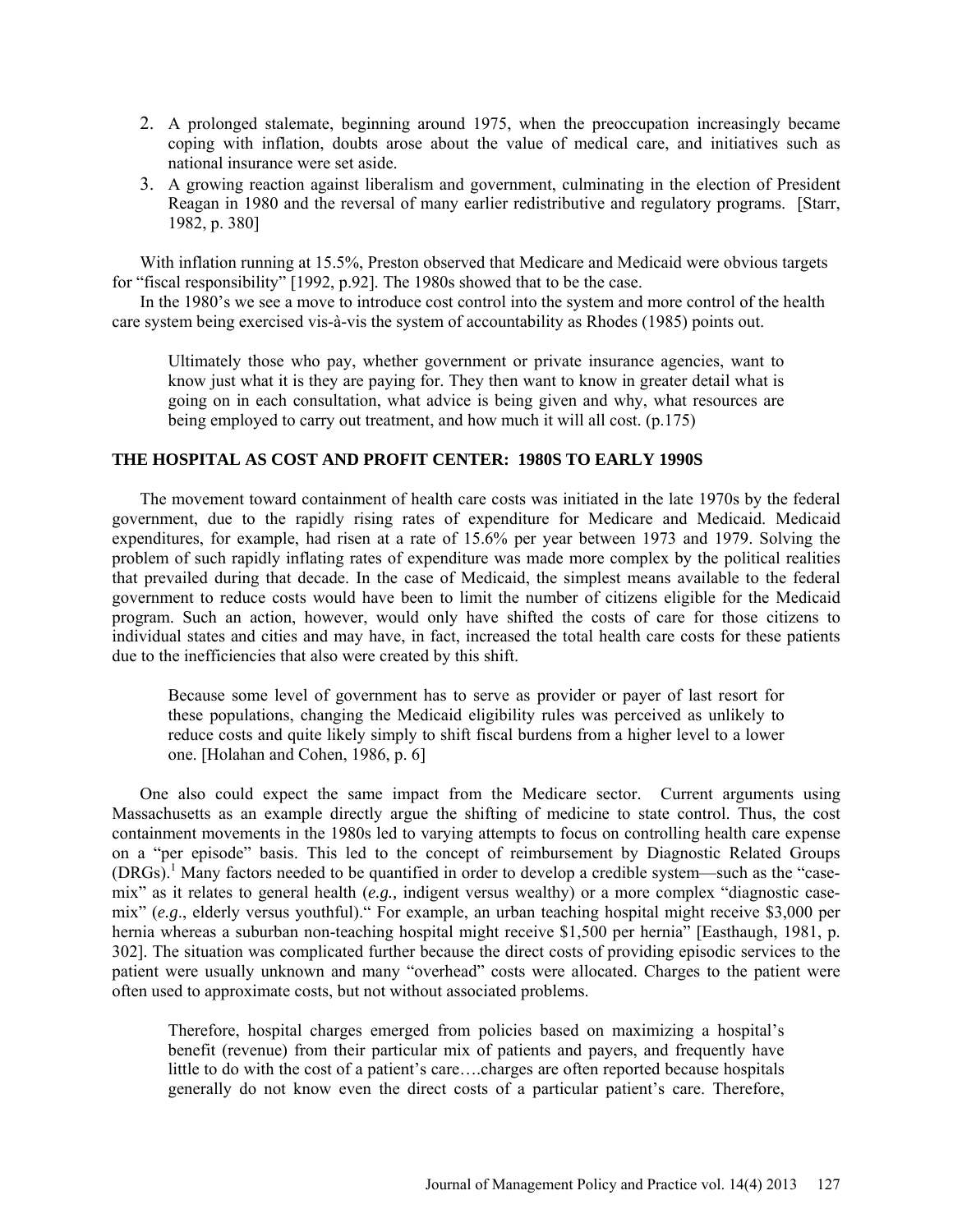2. A prolonged stalemate, beginning around 1975, when the preoccupation increasingly became coping with inflation, doubts arose about the value of medical care, and initiatives such as national insurance were set aside.
3. A growing reaction against liberalism and government, culminating in the election of President Reagan in 1980 and the reversal of many earlier redistributive and regulatory programs. [Starr, 1982, p. 380]

With inflation running at 15.5%, Preston observed that Medicare and Medicaid were obvious targets for "fiscal responsibility" [1992, p.92]. The 1980s showed that to be the case.

In the 1980's we see a move to introduce cost control into the system and more control of the health care system being exercised vis-à-vis the system of accountability as Rhodes (1985) points out.

> Ultimately those who pay, whether government or private insurance agencies, want to know just what it is they are paying for. They then want to know in greater detail what is going on in each consultation, what advice is being given and why, what resources are being employed to carry out treatment, and how much it will all cost. (p.175)

## THE HOSPITAL AS COST AND PROFIT CENTER: 1980S TO EARLY 1990S

The movement toward containment of health care costs was initiated in the late 1970s by the federal government, due to the rapidly rising rates of expenditure for Medicare and Medicaid. Medicaid expenditures, for example, had risen at a rate of 15.6% per year between 1973 and 1979. Solving the problem of such rapidly inflating rates of expenditure was made more complex by the political realities that prevailed during that decade. In the case of Medicaid, the simplest means available to the federal government to reduce costs would have been to limit the number of citizens eligible for the Medicaid program. Such an action, however, would only have shifted the costs of care for those citizens to individual states and cities and may have, in fact, increased the total health care costs for these patients due to the inefficiencies that also were created by this shift.

> Because some level of government has to serve as provider or payer of last resort for these populations, changing the Medicaid eligibility rules was perceived as unlikely to reduce costs and quite likely simply to shift fiscal burdens from a higher level to a lower one. [Holahan and Cohen, 1986, p. 6]

One also could expect the same impact from the Medicare sector. Current arguments using Massachusetts as an example directly argue the shifting of medicine to state control. Thus, the cost containment movements in the 1980s led to varying attempts to focus on controlling health care expense on a "per episode" basis. This led to the concept of reimbursement by Diagnostic Related Groups (DRGs).[1] Many factors needed to be quantified in order to develop a credible system—such as the "case-mix" as it relates to general health (*e.g.,* indigent versus wealthy) or a more complex "diagnostic case-mix" (*e.g*., elderly versus youthful)." For example, an urban teaching hospital might receive $3,000 per hernia whereas a suburban non-teaching hospital might receive $1,500 per hernia" [Easthaugh, 1981, p. 302]. The situation was complicated further because the direct costs of providing episodic services to the patient were usually unknown and many "overhead" costs were allocated. Charges to the patient were often used to approximate costs, but not without associated problems.

> Therefore, hospital charges emerged from policies based on maximizing a hospital's benefit (revenue) from their particular mix of patients and payers, and frequently have little to do with the cost of a patient's care….charges are often reported because hospitals generally do not know even the direct costs of a particular patient's care. Therefore,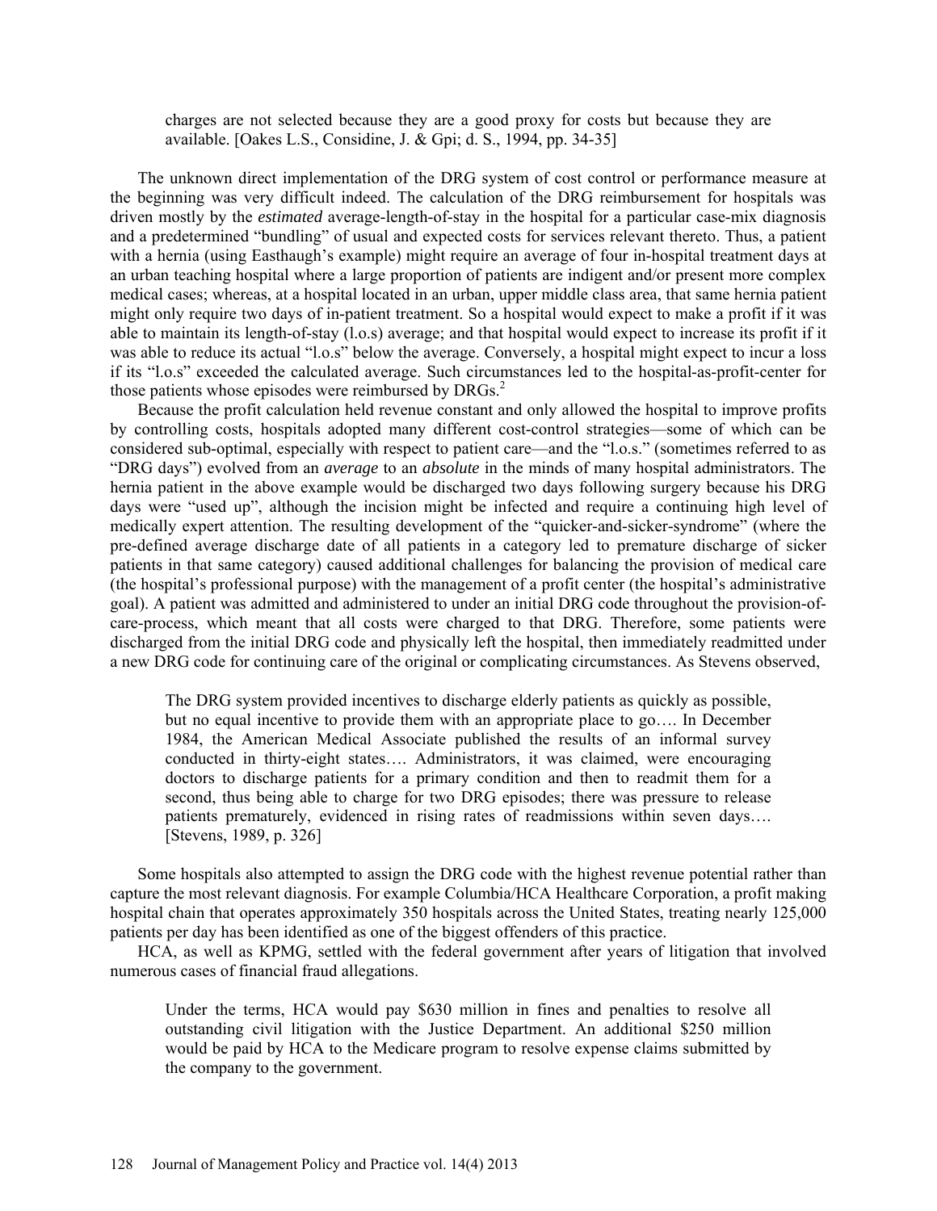> charges are not selected because they are a good proxy for costs but because they are available. [Oakes L.S., Considine, J. & Gpi; d. S., 1994, pp. 34-35]

The unknown direct implementation of the DRG system of cost control or performance measure at the beginning was very difficult indeed. The calculation of the DRG reimbursement for hospitals was driven mostly by the *estimated* average-length-of-stay in the hospital for a particular case-mix diagnosis and a predetermined "bundling" of usual and expected costs for services relevant thereto. Thus, a patient with a hernia (using Easthaugh's example) might require an average of four in-hospital treatment days at an urban teaching hospital where a large proportion of patients are indigent and/or present more complex medical cases; whereas, at a hospital located in an urban, upper middle class area, that same hernia patient might only require two days of in-patient treatment. So a hospital would expect to make a profit if it was able to maintain its length-of-stay (l.o.s) average; and that hospital would expect to increase its profit if it was able to reduce its actual "l.o.s" below the average. Conversely, a hospital might expect to incur a loss if its "l.o.s" exceeded the calculated average. Such circumstances led to the hospital-as-profit-center for those patients whose episodes were reimbursed by DRGs.[2]

Because the profit calculation held revenue constant and only allowed the hospital to improve profits by controlling costs, hospitals adopted many different cost-control strategies—some of which can be considered sub-optimal, especially with respect to patient care—and the "l.o.s." (sometimes referred to as "DRG days") evolved from an *average* to an *absolute* in the minds of many hospital administrators. The hernia patient in the above example would be discharged two days following surgery because his DRG days were "used up", although the incision might be infected and require a continuing high level of medically expert attention. The resulting development of the "quicker-and-sicker-syndrome" (where the pre-defined average discharge date of all patients in a category led to premature discharge of sicker patients in that same category) caused additional challenges for balancing the provision of medical care (the hospital's professional purpose) with the management of a profit center (the hospital's administrative goal). A patient was admitted and administered to under an initial DRG code throughout the provision-of-care-process, which meant that all costs were charged to that DRG. Therefore, some patients were discharged from the initial DRG code and physically left the hospital, then immediately readmitted under a new DRG code for continuing care of the original or complicating circumstances. As Stevens observed,

> The DRG system provided incentives to discharge elderly patients as quickly as possible, but no equal incentive to provide them with an appropriate place to go…. In December 1984, the American Medical Associate published the results of an informal survey conducted in thirty-eight states…. Administrators, it was claimed, were encouraging doctors to discharge patients for a primary condition and then to readmit them for a second, thus being able to charge for two DRG episodes; there was pressure to release patients prematurely, evidenced in rising rates of readmissions within seven days…. [Stevens, 1989, p. 326]

Some hospitals also attempted to assign the DRG code with the highest revenue potential rather than capture the most relevant diagnosis. For example Columbia/HCA Healthcare Corporation, a profit making hospital chain that operates approximately 350 hospitals across the United States, treating nearly 125,000 patients per day has been identified as one of the biggest offenders of this practice.

HCA, as well as KPMG, settled with the federal government after years of litigation that involved numerous cases of financial fraud allegations.

> Under the terms, HCA would pay $630 million in fines and penalties to resolve all outstanding civil litigation with the Justice Department. An additional $250 million would be paid by HCA to the Medicare program to resolve expense claims submitted by the company to the government.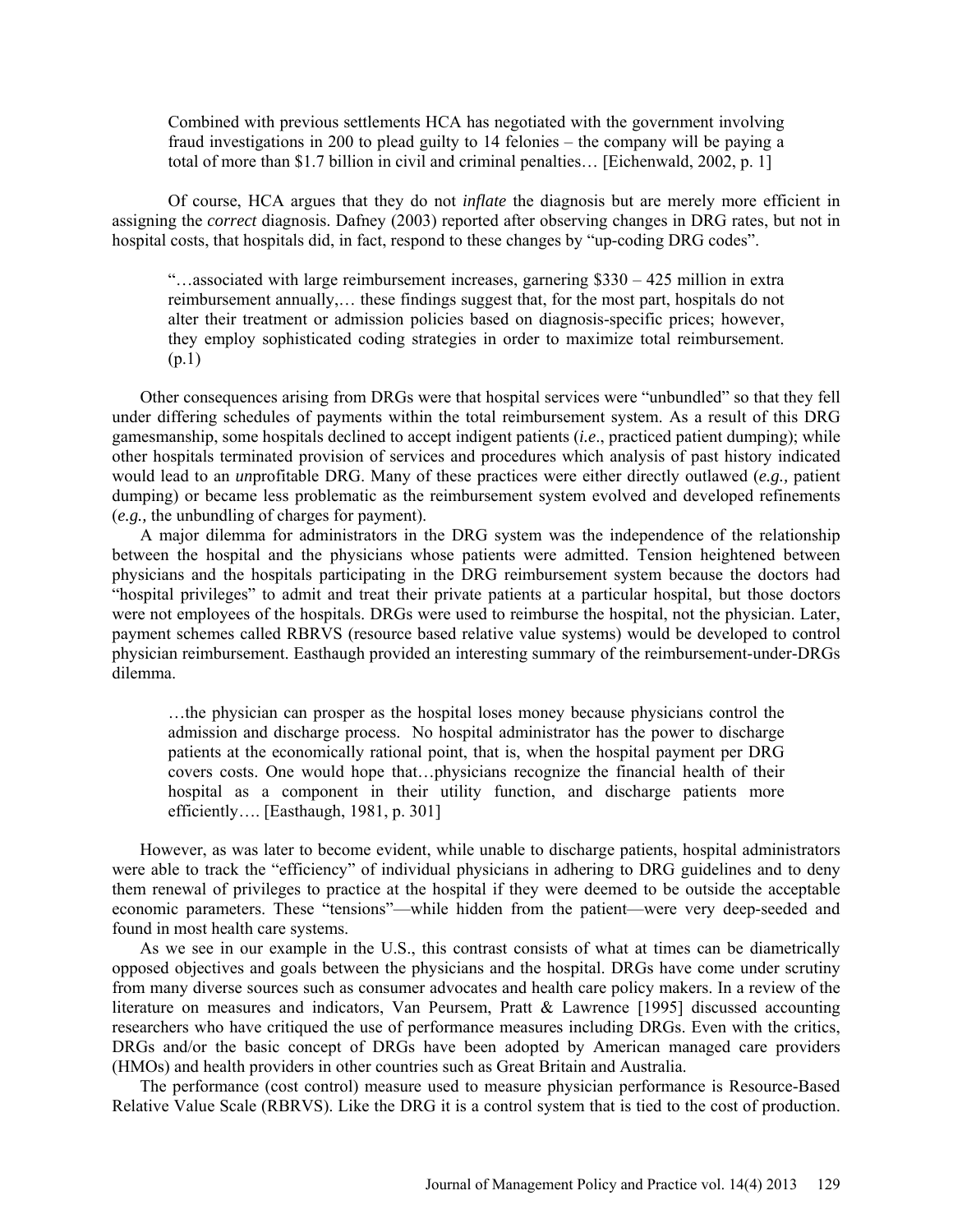> Combined with previous settlements HCA has negotiated with the government involving fraud investigations in 200 to plead guilty to 14 felonies – the company will be paying a total of more than $1.7 billion in civil and criminal penalties… [Eichenwald, 2002, p. 1]

Of course, HCA argues that they do not *inflate* the diagnosis but are merely more efficient in assigning the *correct* diagnosis. Dafney (2003) reported after observing changes in DRG rates, but not in hospital costs, that hospitals did, in fact, respond to these changes by "up-coding DRG codes".

> "…associated with large reimbursement increases, garnering $330 – 425 million in extra reimbursement annually,… these findings suggest that, for the most part, hospitals do not alter their treatment or admission policies based on diagnosis-specific prices; however, they employ sophisticated coding strategies in order to maximize total reimbursement. (p.1)

Other consequences arising from DRGs were that hospital services were "unbundled" so that they fell under differing schedules of payments within the total reimbursement system. As a result of this DRG gamesmanship, some hospitals declined to accept indigent patients (*i.e*., practiced patient dumping); while other hospitals terminated provision of services and procedures which analysis of past history indicated would lead to an *un*profitable DRG. Many of these practices were either directly outlawed (*e.g.,* patient dumping) or became less problematic as the reimbursement system evolved and developed refinements (*e.g.,* the unbundling of charges for payment).

A major dilemma for administrators in the DRG system was the independence of the relationship between the hospital and the physicians whose patients were admitted. Tension heightened between physicians and the hospitals participating in the DRG reimbursement system because the doctors had "hospital privileges" to admit and treat their private patients at a particular hospital, but those doctors were not employees of the hospitals. DRGs were used to reimburse the hospital, not the physician. Later, payment schemes called RBRVS (resource based relative value systems) would be developed to control physician reimbursement. Easthaugh provided an interesting summary of the reimbursement-under-DRGs dilemma.

> …the physician can prosper as the hospital loses money because physicians control the admission and discharge process. No hospital administrator has the power to discharge patients at the economically rational point, that is, when the hospital payment per DRG covers costs. One would hope that…physicians recognize the financial health of their hospital as a component in their utility function, and discharge patients more efficiently…. [Easthaugh, 1981, p. 301]

However, as was later to become evident, while unable to discharge patients, hospital administrators were able to track the "efficiency" of individual physicians in adhering to DRG guidelines and to deny them renewal of privileges to practice at the hospital if they were deemed to be outside the acceptable economic parameters. These "tensions"—while hidden from the patient—were very deep-seeded and found in most health care systems.

As we see in our example in the U.S., this contrast consists of what at times can be diametrically opposed objectives and goals between the physicians and the hospital. DRGs have come under scrutiny from many diverse sources such as consumer advocates and health care policy makers. In a review of the literature on measures and indicators, Van Peursem, Pratt & Lawrence [1995] discussed accounting researchers who have critiqued the use of performance measures including DRGs. Even with the critics, DRGs and/or the basic concept of DRGs have been adopted by American managed care providers (HMOs) and health providers in other countries such as Great Britain and Australia.

The performance (cost control) measure used to measure physician performance is Resource-Based Relative Value Scale (RBRVS). Like the DRG it is a control system that is tied to the cost of production.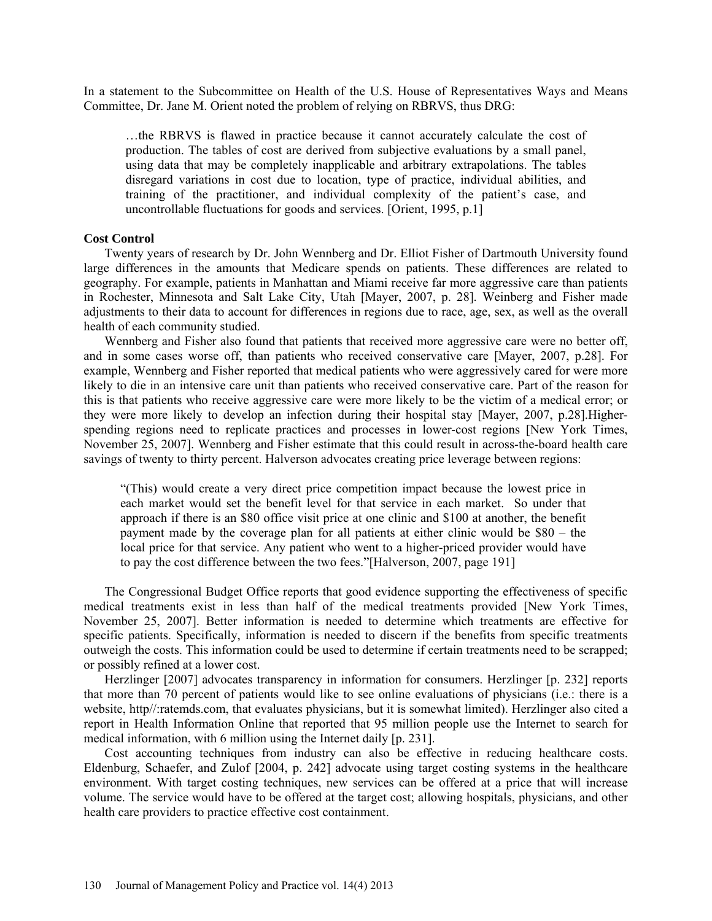In a statement to the Subcommittee on Health of the U.S. House of Representatives Ways and Means Committee, Dr. Jane M. Orient noted the problem of relying on RBRVS, thus DRG:

> …the RBRVS is flawed in practice because it cannot accurately calculate the cost of production. The tables of cost are derived from subjective evaluations by a small panel, using data that may be completely inapplicable and arbitrary extrapolations. The tables disregard variations in cost due to location, type of practice, individual abilities, and training of the practitioner, and individual complexity of the patient's case, and uncontrollable fluctuations for goods and services. [Orient, 1995, p.1]

**Cost Control**

Twenty years of research by Dr. John Wennberg and Dr. Elliot Fisher of Dartmouth University found large differences in the amounts that Medicare spends on patients. These differences are related to geography. For example, patients in Manhattan and Miami receive far more aggressive care than patients in Rochester, Minnesota and Salt Lake City, Utah [Mayer, 2007, p. 28]. Weinberg and Fisher made adjustments to their data to account for differences in regions due to race, age, sex, as well as the overall health of each community studied.

Wennberg and Fisher also found that patients that received more aggressive care were no better off, and in some cases worse off, than patients who received conservative care [Mayer, 2007, p.28]. For example, Wennberg and Fisher reported that medical patients who were aggressively cared for were more likely to die in an intensive care unit than patients who received conservative care. Part of the reason for this is that patients who receive aggressive care were more likely to be the victim of a medical error; or they were more likely to develop an infection during their hospital stay [Mayer, 2007, p.28].Higher-spending regions need to replicate practices and processes in lower-cost regions [New York Times, November 25, 2007]. Wennberg and Fisher estimate that this could result in across-the-board health care savings of twenty to thirty percent. Halverson advocates creating price leverage between regions:

> "(This) would create a very direct price competition impact because the lowest price in each market would set the benefit level for that service in each market. So under that approach if there is an $80 office visit price at one clinic and $100 at another, the benefit payment made by the coverage plan for all patients at either clinic would be $80 – the local price for that service. Any patient who went to a higher-priced provider would have to pay the cost difference between the two fees."[Halverson, 2007, page 191]

The Congressional Budget Office reports that good evidence supporting the effectiveness of specific medical treatments exist in less than half of the medical treatments provided [New York Times, November 25, 2007]. Better information is needed to determine which treatments are effective for specific patients. Specifically, information is needed to discern if the benefits from specific treatments outweigh the costs. This information could be used to determine if certain treatments need to be scrapped; or possibly refined at a lower cost.

Herzlinger [2007] advocates transparency in information for consumers. Herzlinger [p. 232] reports that more than 70 percent of patients would like to see online evaluations of physicians (i.e.: there is a website, http//:ratemds.com, that evaluates physicians, but it is somewhat limited). Herzlinger also cited a report in Health Information Online that reported that 95 million people use the Internet to search for medical information, with 6 million using the Internet daily [p. 231].

Cost accounting techniques from industry can also be effective in reducing healthcare costs. Eldenburg, Schaefer, and Zulof [2004, p. 242] advocate using target costing systems in the healthcare environment. With target costing techniques, new services can be offered at a price that will increase volume. The service would have to be offered at the target cost; allowing hospitals, physicians, and other health care providers to practice effective cost containment.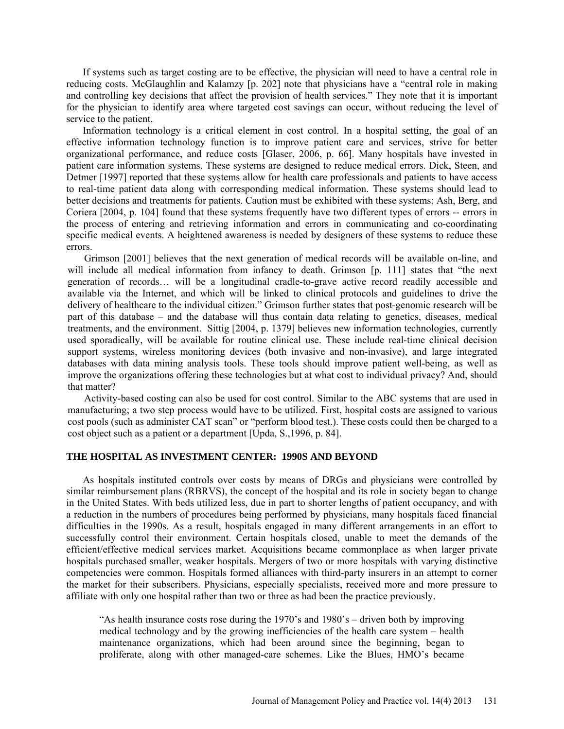If systems such as target costing are to be effective, the physician will need to have a central role in reducing costs. McGlaughlin and Kalamzy [p. 202] note that physicians have a "central role in making and controlling key decisions that affect the provision of health services." They note that it is important for the physician to identify area where targeted cost savings can occur, without reducing the level of service to the patient.

Information technology is a critical element in cost control. In a hospital setting, the goal of an effective information technology function is to improve patient care and services, strive for better organizational performance, and reduce costs [Glaser, 2006, p. 66]. Many hospitals have invested in patient care information systems. These systems are designed to reduce medical errors. Dick, Steen, and Detmer [1997] reported that these systems allow for health care professionals and patients to have access to real-time patient data along with corresponding medical information. These systems should lead to better decisions and treatments for patients. Caution must be exhibited with these systems; Ash, Berg, and Coriera [2004, p. 104] found that these systems frequently have two different types of errors -- errors in the process of entering and retrieving information and errors in communicating and co-coordinating specific medical events. A heightened awareness is needed by designers of these systems to reduce these errors.

Grimson [2001] believes that the next generation of medical records will be available on-line, and will include all medical information from infancy to death. Grimson [p. 111] states that "the next generation of records… will be a longitudinal cradle-to-grave active record readily accessible and available via the Internet, and which will be linked to clinical protocols and guidelines to drive the delivery of healthcare to the individual citizen." Grimson further states that post-genomic research will be part of this database – and the database will thus contain data relating to genetics, diseases, medical treatments, and the environment. Sittig [2004, p. 1379] believes new information technologies, currently used sporadically, will be available for routine clinical use. These include real-time clinical decision support systems, wireless monitoring devices (both invasive and non-invasive), and large integrated databases with data mining analysis tools. These tools should improve patient well-being, as well as improve the organizations offering these technologies but at what cost to individual privacy? And, should that matter?

Activity-based costing can also be used for cost control. Similar to the ABC systems that are used in manufacturing; a two step process would have to be utilized. First, hospital costs are assigned to various cost pools (such as administer CAT scan" or "perform blood test.). These costs could then be charged to a cost object such as a patient or a department [Upda, S.,1996, p. 84].

## THE HOSPITAL AS INVESTMENT CENTER: 1990S AND BEYOND

As hospitals instituted controls over costs by means of DRGs and physicians were controlled by similar reimbursement plans (RBRVS), the concept of the hospital and its role in society began to change in the United States. With beds utilized less, due in part to shorter lengths of patient occupancy, and with a reduction in the numbers of procedures being performed by physicians, many hospitals faced financial difficulties in the 1990s. As a result, hospitals engaged in many different arrangements in an effort to successfully control their environment. Certain hospitals closed, unable to meet the demands of the efficient/effective medical services market. Acquisitions became commonplace as when larger private hospitals purchased smaller, weaker hospitals. Mergers of two or more hospitals with varying distinctive competencies were common. Hospitals formed alliances with third-party insurers in an attempt to corner the market for their subscribers. Physicians, especially specialists, received more and more pressure to affiliate with only one hospital rather than two or three as had been the practice previously.

> "As health insurance costs rose during the 1970's and 1980's – driven both by improving medical technology and by the growing inefficiencies of the health care system – health maintenance organizations, which had been around since the beginning, began to proliferate, along with other managed-care schemes. Like the Blues, HMO's became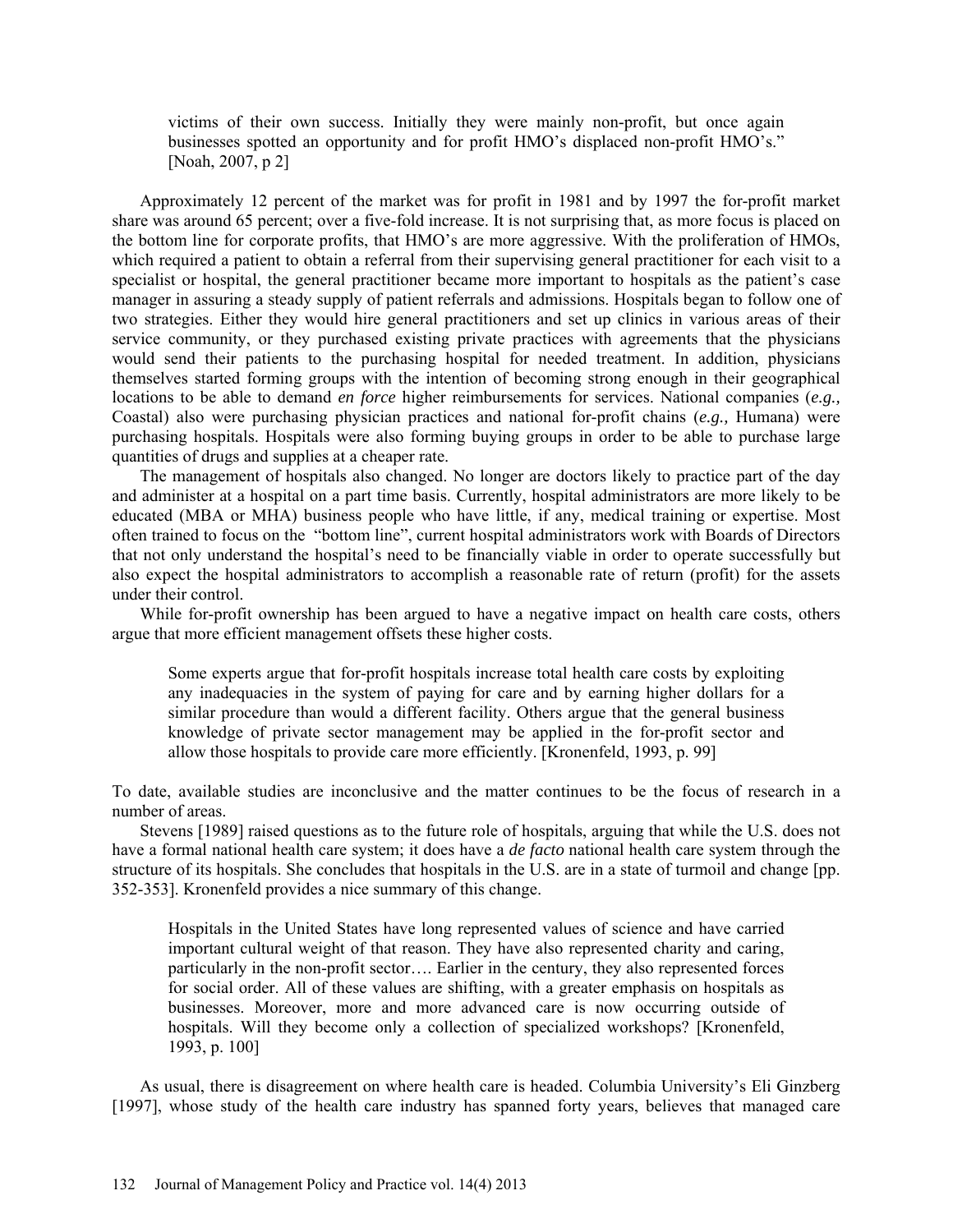> victims of their own success. Initially they were mainly non-profit, but once again businesses spotted an opportunity and for profit HMO's displaced non-profit HMO's." [Noah, 2007, p 2]

Approximately 12 percent of the market was for profit in 1981 and by 1997 the for-profit market share was around 65 percent; over a five-fold increase. It is not surprising that, as more focus is placed on the bottom line for corporate profits, that HMO's are more aggressive. With the proliferation of HMOs, which required a patient to obtain a referral from their supervising general practitioner for each visit to a specialist or hospital, the general practitioner became more important to hospitals as the patient's case manager in assuring a steady supply of patient referrals and admissions. Hospitals began to follow one of two strategies. Either they would hire general practitioners and set up clinics in various areas of their service community, or they purchased existing private practices with agreements that the physicians would send their patients to the purchasing hospital for needed treatment. In addition, physicians themselves started forming groups with the intention of becoming strong enough in their geographical locations to be able to demand *en force* higher reimbursements for services. National companies (*e.g.,* Coastal) also were purchasing physician practices and national for-profit chains (*e.g.,* Humana) were purchasing hospitals. Hospitals were also forming buying groups in order to be able to purchase large quantities of drugs and supplies at a cheaper rate.

The management of hospitals also changed. No longer are doctors likely to practice part of the day and administer at a hospital on a part time basis. Currently, hospital administrators are more likely to be educated (MBA or MHA) business people who have little, if any, medical training or expertise. Most often trained to focus on the "bottom line", current hospital administrators work with Boards of Directors that not only understand the hospital's need to be financially viable in order to operate successfully but also expect the hospital administrators to accomplish a reasonable rate of return (profit) for the assets under their control.

While for-profit ownership has been argued to have a negative impact on health care costs, others argue that more efficient management offsets these higher costs.

> Some experts argue that for-profit hospitals increase total health care costs by exploiting any inadequacies in the system of paying for care and by earning higher dollars for a similar procedure than would a different facility. Others argue that the general business knowledge of private sector management may be applied in the for-profit sector and allow those hospitals to provide care more efficiently. [Kronenfeld, 1993, p. 99]

To date, available studies are inconclusive and the matter continues to be the focus of research in a number of areas.

Stevens [1989] raised questions as to the future role of hospitals, arguing that while the U.S. does not have a formal national health care system; it does have a *de facto* national health care system through the structure of its hospitals. She concludes that hospitals in the U.S. are in a state of turmoil and change [pp. 352-353]. Kronenfeld provides a nice summary of this change.

> Hospitals in the United States have long represented values of science and have carried important cultural weight of that reason. They have also represented charity and caring, particularly in the non-profit sector…. Earlier in the century, they also represented forces for social order. All of these values are shifting, with a greater emphasis on hospitals as businesses. Moreover, more and more advanced care is now occurring outside of hospitals. Will they become only a collection of specialized workshops? [Kronenfeld, 1993, p. 100]

As usual, there is disagreement on where health care is headed. Columbia University's Eli Ginzberg [1997], whose study of the health care industry has spanned forty years, believes that managed care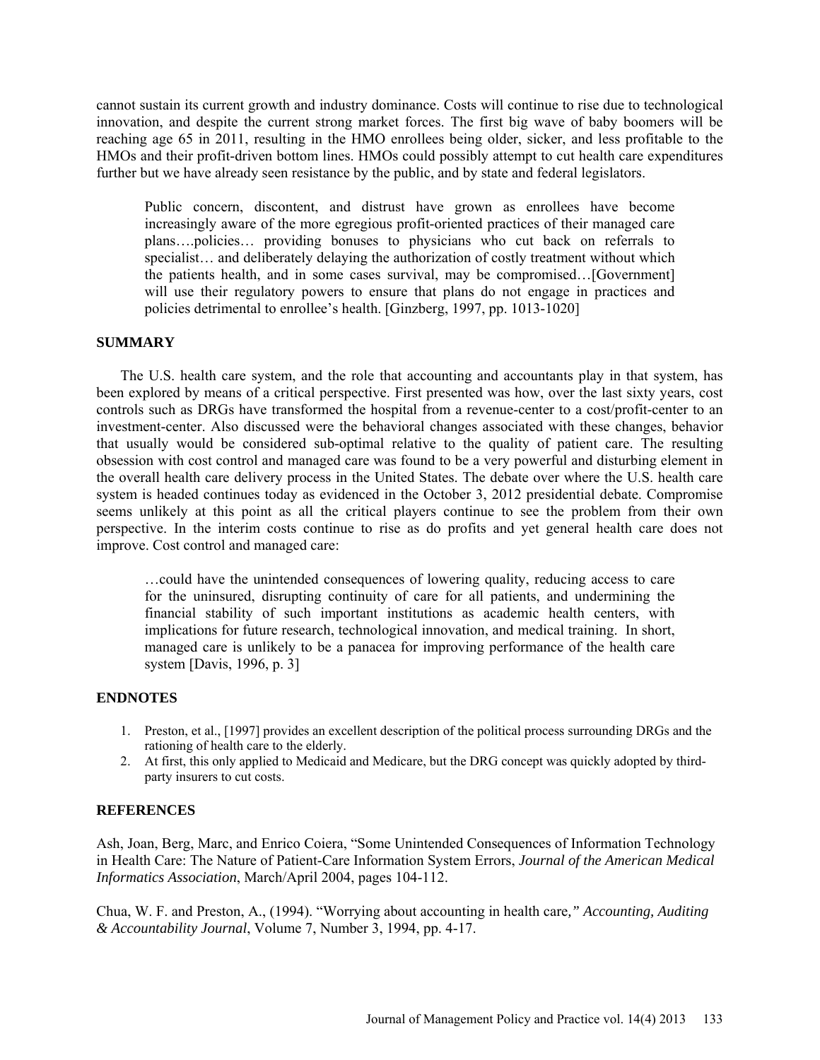cannot sustain its current growth and industry dominance. Costs will continue to rise due to technological innovation, and despite the current strong market forces. The first big wave of baby boomers will be reaching age 65 in 2011, resulting in the HMO enrollees being older, sicker, and less profitable to the HMOs and their profit-driven bottom lines. HMOs could possibly attempt to cut health care expenditures further but we have already seen resistance by the public, and by state and federal legislators.

> Public concern, discontent, and distrust have grown as enrollees have become increasingly aware of the more egregious profit-oriented practices of their managed care plans….policies… providing bonuses to physicians who cut back on referrals to specialist… and deliberately delaying the authorization of costly treatment without which the patients health, and in some cases survival, may be compromised…[Government] will use their regulatory powers to ensure that plans do not engage in practices and policies detrimental to enrollee's health. [Ginzberg, 1997, pp. 1013-1020]

## SUMMARY

The U.S. health care system, and the role that accounting and accountants play in that system, has been explored by means of a critical perspective. First presented was how, over the last sixty years, cost controls such as DRGs have transformed the hospital from a revenue-center to a cost/profit-center to an investment-center. Also discussed were the behavioral changes associated with these changes, behavior that usually would be considered sub-optimal relative to the quality of patient care. The resulting obsession with cost control and managed care was found to be a very powerful and disturbing element in the overall health care delivery process in the United States. The debate over where the U.S. health care system is headed continues today as evidenced in the October 3, 2012 presidential debate. Compromise seems unlikely at this point as all the critical players continue to see the problem from their own perspective. In the interim costs continue to rise as do profits and yet general health care does not improve. Cost control and managed care:

> …could have the unintended consequences of lowering quality, reducing access to care for the uninsured, disrupting continuity of care for all patients, and undermining the financial stability of such important institutions as academic health centers, with implications for future research, technological innovation, and medical training. In short, managed care is unlikely to be a panacea for improving performance of the health care system [Davis, 1996, p. 3]

## ENDNOTES

1. Preston, et al., [1997] provides an excellent description of the political process surrounding DRGs and the rationing of health care to the elderly.
2. At first, this only applied to Medicaid and Medicare, but the DRG concept was quickly adopted by third-party insurers to cut costs.

## REFERENCES

Ash, Joan, Berg, Marc, and Enrico Coiera, "Some Unintended Consequences of Information Technology in Health Care: The Nature of Patient-Care Information System Errors, *Journal of the American Medical Informatics Association*, March/April 2004, pages 104-112.

Chua, W. F. and Preston, A., (1994). "Worrying about accounting in health care*," Accounting, Auditing & Accountability Journal*, Volume 7, Number 3, 1994, pp. 4-17.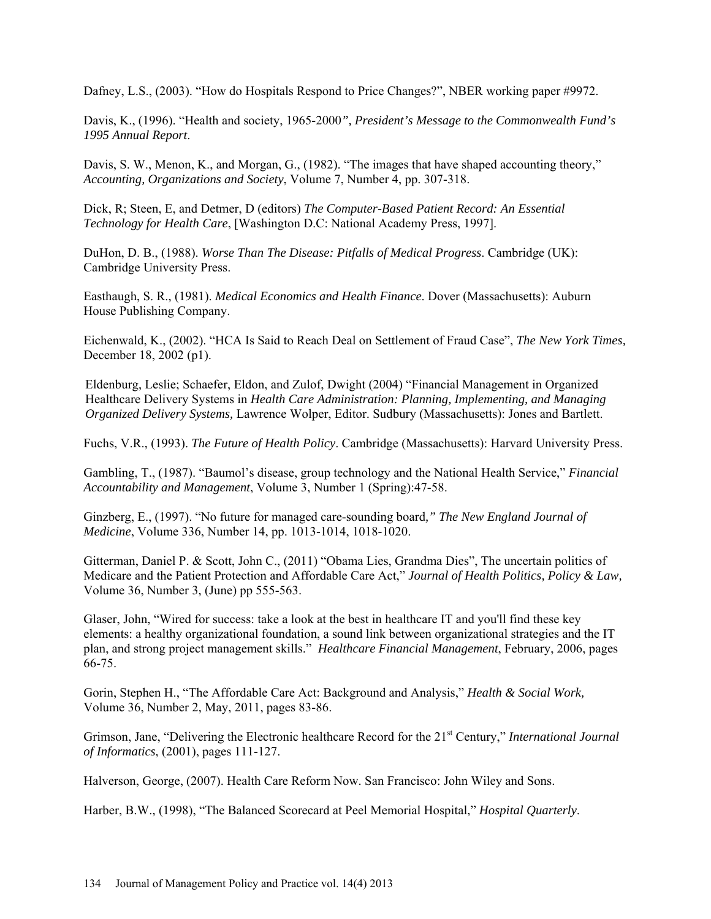Dafney, L.S., (2003). "How do Hospitals Respond to Price Changes?", NBER working paper #9972.

Davis, K., (1996). "Health and society, 1965-2000*", President's Message to the Commonwealth Fund's 1995 Annual Report*.

Davis, S. W., Menon, K., and Morgan, G., (1982). "The images that have shaped accounting theory," *Accounting, Organizations and Society*, Volume 7, Number 4, pp. 307-318.

Dick, R; Steen, E, and Detmer, D (editors) *The Computer-Based Patient Record: An Essential Technology for Health Care*, [Washington D.C: National Academy Press, 1997].

DuHon, D. B., (1988). *Worse Than The Disease: Pitfalls of Medical Progress*. Cambridge (UK): Cambridge University Press.

Easthaugh, S. R., (1981). *Medical Economics and Health Finance*. Dover (Massachusetts): Auburn House Publishing Company.

Eichenwald, K., (2002). "HCA Is Said to Reach Deal on Settlement of Fraud Case", *The New York Times*, December 18, 2002 (p1).

Eldenburg, Leslie; Schaefer, Eldon, and Zulof, Dwight (2004) "Financial Management in Organized Healthcare Delivery Systems in *Health Care Administration: Planning, Implementing, and Managing Organized Delivery Systems,* Lawrence Wolper, Editor. Sudbury (Massachusetts): Jones and Bartlett.

Fuchs, V.R., (1993). *The Future of Health Policy*. Cambridge (Massachusetts): Harvard University Press.

Gambling, T., (1987). "Baumol's disease, group technology and the National Health Service," *Financial Accountability and Management*, Volume 3, Number 1 (Spring):47-58.

Ginzberg, E., (1997). "No future for managed care-sounding board*," The New England Journal of Medicine*, Volume 336, Number 14, pp. 1013-1014, 1018-1020.

Gitterman, Daniel P. & Scott, John C., (2011) "Obama Lies, Grandma Dies", The uncertain politics of Medicare and the Patient Protection and Affordable Care Act," *Journal of Health Politics, Policy & Law,* Volume 36, Number 3, (June) pp 555-563.

Glaser, John, "Wired for success: take a look at the best in healthcare IT and you'll find these key elements: a healthy organizational foundation, a sound link between organizational strategies and the IT plan, and strong project management skills." *Healthcare Financial Management*, February, 2006, pages 66-75.

Gorin, Stephen H., "The Affordable Care Act: Background and Analysis," *Health & Social Work,* Volume 36, Number 2, May, 2011, pages 83-86.

Grimson, Jane, "Delivering the Electronic healthcare Record for the 21st Century," *International Journal of Informatics*, (2001), pages 111-127.

Halverson, George, (2007). Health Care Reform Now. San Francisco: John Wiley and Sons.

Harber, B.W., (1998), "The Balanced Scorecard at Peel Memorial Hospital," *Hospital Quarterly*.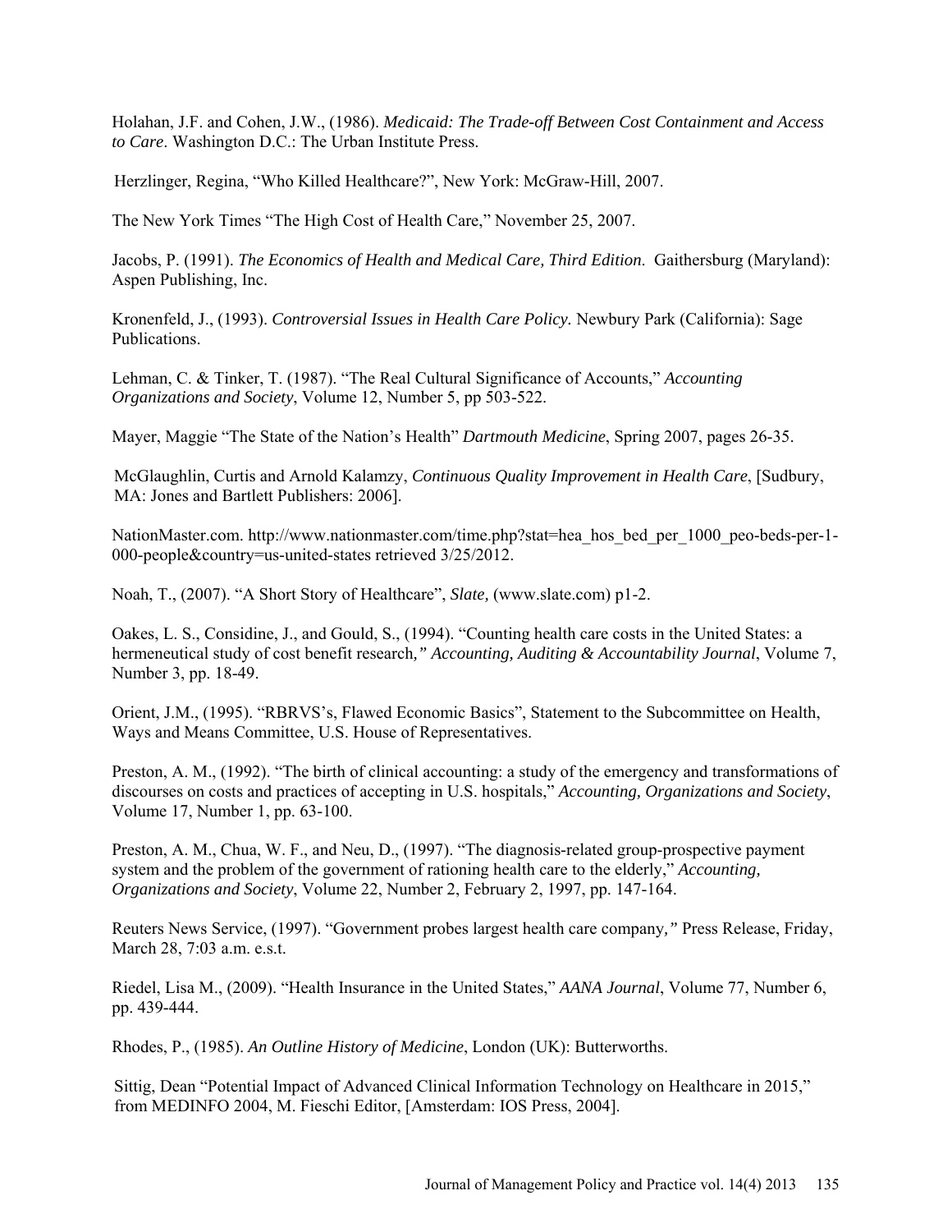Holahan, J.F. and Cohen, J.W., (1986). *Medicaid: The Trade-off Between Cost Containment and Access to Care*. Washington D.C.: The Urban Institute Press.

Herzlinger, Regina, "Who Killed Healthcare?", New York: McGraw-Hill, 2007.

The New York Times "The High Cost of Health Care," November 25, 2007.

Jacobs, P. (1991). *The Economics of Health and Medical Care, Third Edition.* Gaithersburg (Maryland): Aspen Publishing, Inc.

Kronenfeld, J., (1993). *Controversial Issues in Health Care Policy.* Newbury Park (California): Sage Publications.

Lehman, C. & Tinker, T. (1987). "The Real Cultural Significance of Accounts," *Accounting Organizations and Society*, Volume 12, Number 5, pp 503-522.

Mayer, Maggie "The State of the Nation's Health" *Dartmouth Medicine*, Spring 2007, pages 26-35.

McGlaughlin, Curtis and Arnold Kalamzy, *Continuous Quality Improvement in Health Care*, [Sudbury, MA: Jones and Bartlett Publishers: 2006].

NationMaster.com. http://www.nationmaster.com/time.php?stat=hea_hos_bed_per_1000_peo-beds-per-1-000-people&country=us-united-states retrieved 3/25/2012.

Noah, T., (2007). "A Short Story of Healthcare", *Slate,* (www.slate.com) p1-2.

Oakes, L. S., Considine, J., and Gould, S., (1994). "Counting health care costs in the United States: a hermeneutical study of cost benefit research*," Accounting, Auditing & Accountability Journal*, Volume 7, Number 3, pp. 18-49.

Orient, J.M., (1995). "RBRVS's, Flawed Economic Basics", Statement to the Subcommittee on Health, Ways and Means Committee, U.S. House of Representatives.

Preston, A. M., (1992). "The birth of clinical accounting: a study of the emergency and transformations of discourses on costs and practices of accepting in U.S. hospitals," *Accounting, Organizations and Society*, Volume 17, Number 1, pp. 63-100.

Preston, A. M., Chua, W. F., and Neu, D., (1997). "The diagnosis-related group-prospective payment system and the problem of the government of rationing health care to the elderly," *Accounting, Organizations and Society*, Volume 22, Number 2, February 2, 1997, pp. 147-164.

Reuters News Service, (1997). "Government probes largest health care company*,"* Press Release, Friday, March 28, 7:03 a.m. e.s.t.

Riedel, Lisa M., (2009). "Health Insurance in the United States," *AANA Journal*, Volume 77, Number 6, pp. 439-444.

Rhodes, P., (1985). *An Outline History of Medicine*, London (UK): Butterworths.

Sittig, Dean "Potential Impact of Advanced Clinical Information Technology on Healthcare in 2015," from MEDINFO 2004, M. Fieschi Editor, [Amsterdam: IOS Press, 2004].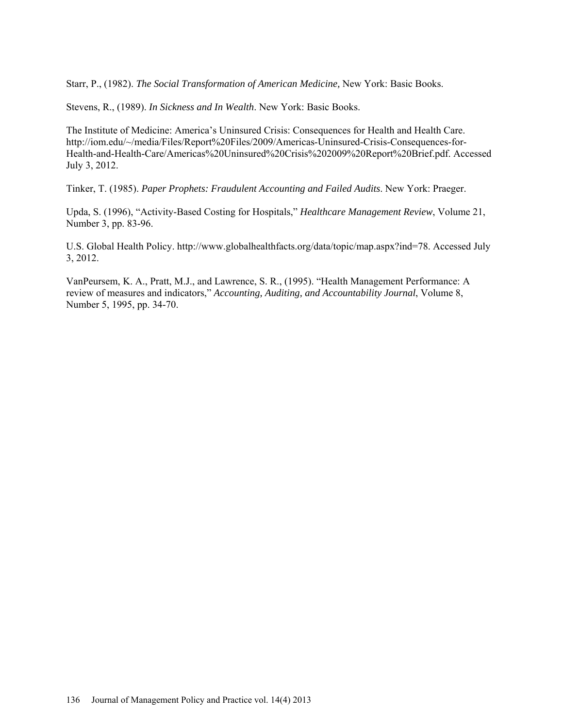Starr, P., (1982). *The Social Transformation of American Medicine,* New York: Basic Books.

Stevens, R., (1989). *In Sickness and In Wealth*. New York: Basic Books.

The Institute of Medicine: America's Uninsured Crisis: Consequences for Health and Health Care. http://iom.edu/~/media/Files/Report%20Files/2009/Americas-Uninsured-Crisis-Consequences-for-Health-and-Health-Care/Americas%20Uninsured%20Crisis%202009%20Report%20Brief.pdf. Accessed July 3, 2012.

Tinker, T. (1985). *Paper Prophets: Fraudulent Accounting and Failed Audits*. New York: Praeger.

Upda, S. (1996), "Activity-Based Costing for Hospitals," *Healthcare Management Review*, Volume 21, Number 3, pp. 83-96.

U.S. Global Health Policy. http://www.globalhealthfacts.org/data/topic/map.aspx?ind=78. Accessed July 3, 2012.

VanPeursem, K. A., Pratt, M.J., and Lawrence, S. R., (1995). "Health Management Performance: A review of measures and indicators," *Accounting, Auditing, and Accountability Journal*, Volume 8, Number 5, 1995, pp. 34-70.